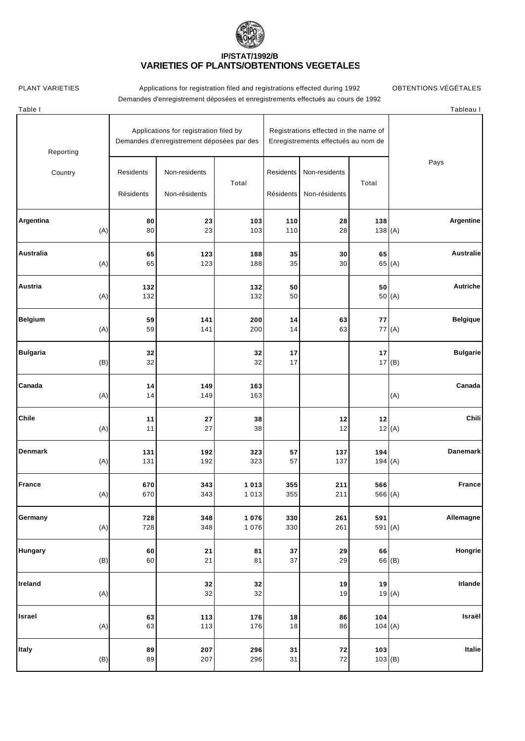# IP/STAT/1992/B
## VARIETIES OF PLANTS/OBTENTIONS VEGETALES

PLANT VARIETIES — Applications for registration filed and registrations effected during 1992 — OBTENTIONS VÉGÉTALES

Demandes d'enregistrement déposées et enregistrements effectués au cours de 1992

Table I — Tableau I

| Reporting Country | | Applications for registration filed by / Demandes d'enregistrement déposées par des | | | Registrations effected in the name of / Enregistrements effectués au nom de | | | | Pays |
|---|---|---|---|---|---|---|---|---|---|
| | | Residents / Résidents | Non-residents / Non-résidents | Total | Residents / Résidents | Non-residents / Non-résidents | Total | | |
| **Argentina** | | **80** | **23** | **103** | **110** | **28** | **138** | | **Argentine** |
| | (A) | 80 | 23 | 103 | 110 | 28 | 138 | (A) | |
| **Australia** | | **65** | **123** | **188** | **35** | **30** | **65** | | **Australie** |
| | (A) | 65 | 123 | 188 | 35 | 30 | 65 | (A) | |
| **Austria** | | **132** | | **132** | **50** | | **50** | | **Autriche** |
| | (A) | 132 | | 132 | 50 | | 50 | (A) | |
| **Belgium** | | **59** | **141** | **200** | **14** | **63** | **77** | | **Belgique** |
| | (A) | 59 | 141 | 200 | 14 | 63 | 77 | (A) | |
| **Bulgaria** | | **32** | | **32** | **17** | | **17** | | **Bulgarie** |
| | (B) | 32 | | 32 | 17 | | 17 | (B) | |
| **Canada** | | **14** | **149** | **163** | | | | | **Canada** |
| | (A) | 14 | 149 | 163 | | | | (A) | |
| **Chile** | | **11** | **27** | **38** | | **12** | **12** | | **Chili** |
| | (A) | 11 | 27 | 38 | | 12 | 12 | (A) | |
| **Denmark** | | **131** | **192** | **323** | **57** | **137** | **194** | | **Danemark** |
| | (A) | 131 | 192 | 323 | 57 | 137 | 194 | (A) | |
| **France** | | **670** | **343** | **1 013** | **355** | **211** | **566** | | **France** |
| | (A) | 670 | 343 | 1 013 | 355 | 211 | 566 | (A) | |
| **Germany** | | **728** | **348** | **1 076** | **330** | **261** | **591** | | **Allemagne** |
| | (A) | 728 | 348 | 1 076 | 330 | 261 | 591 | (A) | |
| **Hungary** | | **60** | **21** | **81** | **37** | **29** | **66** | | **Hongrie** |
| | (B) | 60 | 21 | 81 | 37 | 29 | 66 | (B) | |
| **Ireland** | | | **32** | **32** | | **19** | **19** | | **Irlande** |
| | (A) | | 32 | 32 | | 19 | 19 | (A) | |
| **Israel** | | **63** | **113** | **176** | **18** | **86** | **104** | | **Israël** |
| | (A) | 63 | 113 | 176 | 18 | 86 | 104 | (A) | |
| **Italy** | | **89** | **207** | **296** | **31** | **72** | **103** | | **Italie** |
| | (B) | 89 | 207 | 296 | 31 | 72 | 103 | (B) | |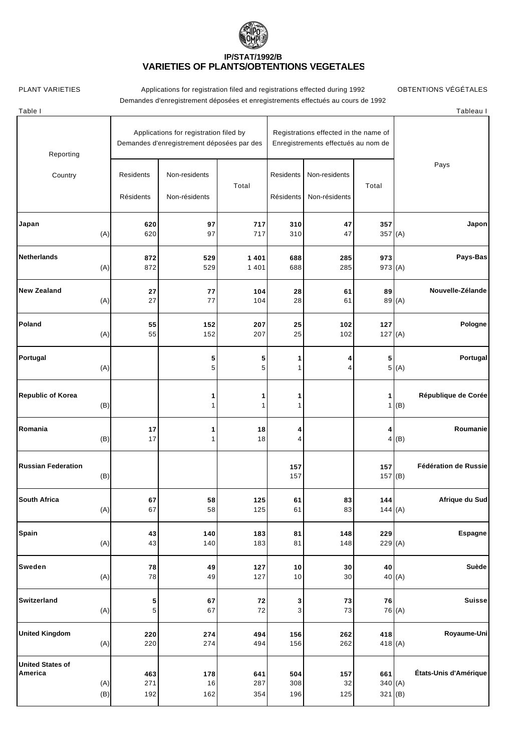# IP/STAT/1992/B
## VARIETIES OF PLANTS/OBTENTIONS VEGETALES

PLANT VARIETIES — Applications for registration filed and registrations effected during 1992 — OBTENTIONS VÉGÉTALES

Demandes d'enregistrement déposées et enregistrements effectués au cours de 1992

Table I — Tableau I

| Reporting Country | | Applications for registration filed by / Demandes d'enregistrement déposées par des | | | Registrations effected in the name of / Enregistrements effectués au nom de | | | | Pays |
|---|---|---|---|---|---|---|---|---|---|
| | | Residents / Résidents | Non-residents / Non-résidents | Total | Residents / Résidents | Non-residents / Non-résidents | Total | | |
| **Japan** | | **620** | **97** | **717** | **310** | **47** | **357** | | **Japon** |
| | (A) | 620 | 97 | 717 | 310 | 47 | 357 | (A) | |
| **Netherlands** | | **872** | **529** | **1 401** | **688** | **285** | **973** | | **Pays-Bas** |
| | (A) | 872 | 529 | 1 401 | 688 | 285 | 973 | (A) | |
| **New Zealand** | | **27** | **77** | **104** | **28** | **61** | **89** | | **Nouvelle-Zélande** |
| | (A) | 27 | 77 | 104 | 28 | 61 | 89 | (A) | |
| **Poland** | | **55** | **152** | **207** | **25** | **102** | **127** | | **Pologne** |
| | (A) | 55 | 152 | 207 | 25 | 102 | 127 | (A) | |
| **Portugal** | | | **5** | **5** | **1** | **4** | **5** | | **Portugal** |
| | (A) | | 5 | 5 | 1 | 4 | 5 | (A) | |
| **Republic of Korea** | | | **1** | **1** | **1** | | **1** | | **République de Corée** |
| | (B) | | 1 | 1 | 1 | | 1 | (B) | |
| **Romania** | | **17** | **1** | **18** | **4** | | **4** | | **Roumanie** |
| | (B) | 17 | 1 | 18 | 4 | | 4 | (B) | |
| **Russian Federation** | | | | | **157** | | **157** | | **Fédération de Russie** |
| | (B) | | | | 157 | | 157 | (B) | |
| **South Africa** | | **67** | **58** | **125** | **61** | **83** | **144** | | **Afrique du Sud** |
| | (A) | 67 | 58 | 125 | 61 | 83 | 144 | (A) | |
| **Spain** | | **43** | **140** | **183** | **81** | **148** | **229** | | **Espagne** |
| | (A) | 43 | 140 | 183 | 81 | 148 | 229 | (A) | |
| **Sweden** | | **78** | **49** | **127** | **10** | **30** | **40** | | **Suède** |
| | (A) | 78 | 49 | 127 | 10 | 30 | 40 | (A) | |
| **Switzerland** | | **5** | **67** | **72** | **3** | **73** | **76** | | **Suisse** |
| | (A) | 5 | 67 | 72 | 3 | 73 | 76 | (A) | |
| **United Kingdom** | | **220** | **274** | **494** | **156** | **262** | **418** | | **Royaume-Uni** |
| | (A) | 220 | 274 | 494 | 156 | 262 | 418 | (A) | |
| **United States of America** | | **463** | **178** | **641** | **504** | **157** | **661** | | **États-Unis d'Amérique** |
| | (A) | 271 | 16 | 287 | 308 | 32 | 340 | (A) | |
| | (B) | 192 | 162 | 354 | 196 | 125 | 321 | (B) | |